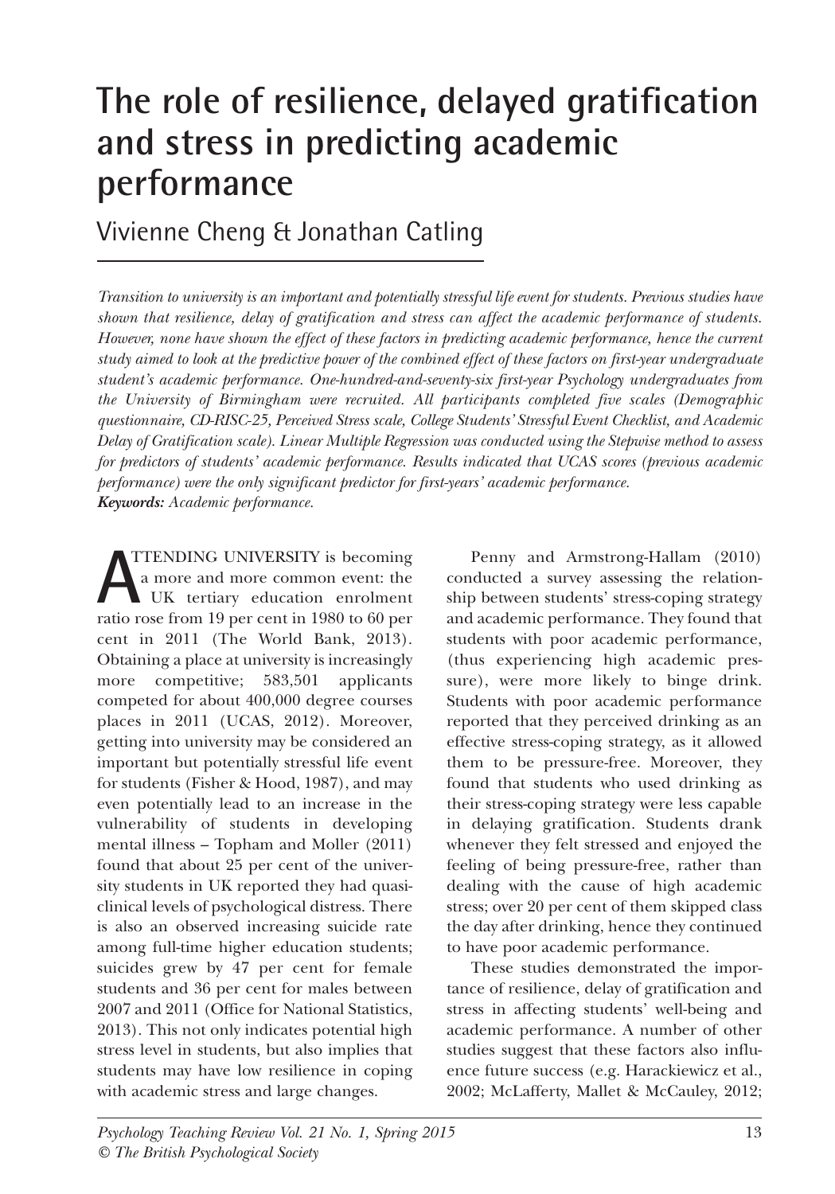# The role of resilience, delayed gratification and stress in predicting academic performance

Vivienne Cheng & Jonathan Catling

*Transition to university is an important and potentially stressful life event for students. Previous studies have shown that resilience, delay of gratification and stress can affect the academic performance of students. However, none have shown the effect of these factors in predicting academic performance, hence the current study aimed to look at the predictive power of the combined effect of these factors on first-year undergraduate student's academic performance. One-hundred-and-seventy-six first-year Psychology undergraduates from the University of Birmingham were recruited. All participants completed five scales (Demographic questionnaire, CD-RISC-25, Perceived Stress scale, College Students' Stressful Event Checklist, and Academic Delay of Gratification scale). Linear Multiple Regression was conducted using the Stepwise method to assess for predictors of students' academic performance. Results indicated that UCAS scores (previous academic performance) were the only significant predictor for first-years' academic performance.*

***Keywords:*** *Academic performance.*

ATTENDING UNIVERSITY is becoming a more and more common event: the UK tertiary education enrolment ratio rose from 19 per cent in 1980 to 60 per cent in 2011 (The World Bank, 2013). Obtaining a place at university is increasingly more competitive; 583,501 applicants competed for about 400,000 degree courses places in 2011 (UCAS, 2012). Moreover, getting into university may be considered an important but potentially stressful life event for students (Fisher & Hood, 1987), and may even potentially lead to an increase in the vulnerability of students in developing mental illness – Topham and Moller (2011) found that about 25 per cent of the university students in UK reported they had quasi-clinical levels of psychological distress. There is also an observed increasing suicide rate among full-time higher education students; suicides grew by 47 per cent for female students and 36 per cent for males between 2007 and 2011 (Office for National Statistics, 2013). This not only indicates potential high stress level in students, but also implies that students may have low resilience in coping with academic stress and large changes.

Penny and Armstrong-Hallam (2010) conducted a survey assessing the relationship between students' stress-coping strategy and academic performance. They found that students with poor academic performance, (thus experiencing high academic pressure), were more likely to binge drink. Students with poor academic performance reported that they perceived drinking as an effective stress-coping strategy, as it allowed them to be pressure-free. Moreover, they found that students who used drinking as their stress-coping strategy were less capable in delaying gratification. Students drank whenever they felt stressed and enjoyed the feeling of being pressure-free, rather than dealing with the cause of high academic stress; over 20 per cent of them skipped class the day after drinking, hence they continued to have poor academic performance.

These studies demonstrated the importance of resilience, delay of gratification and stress in affecting students' well-being and academic performance. A number of other studies suggest that these factors also influence future success (e.g. Harackiewicz et al., 2002; McLafferty, Mallet & McCauley, 2012;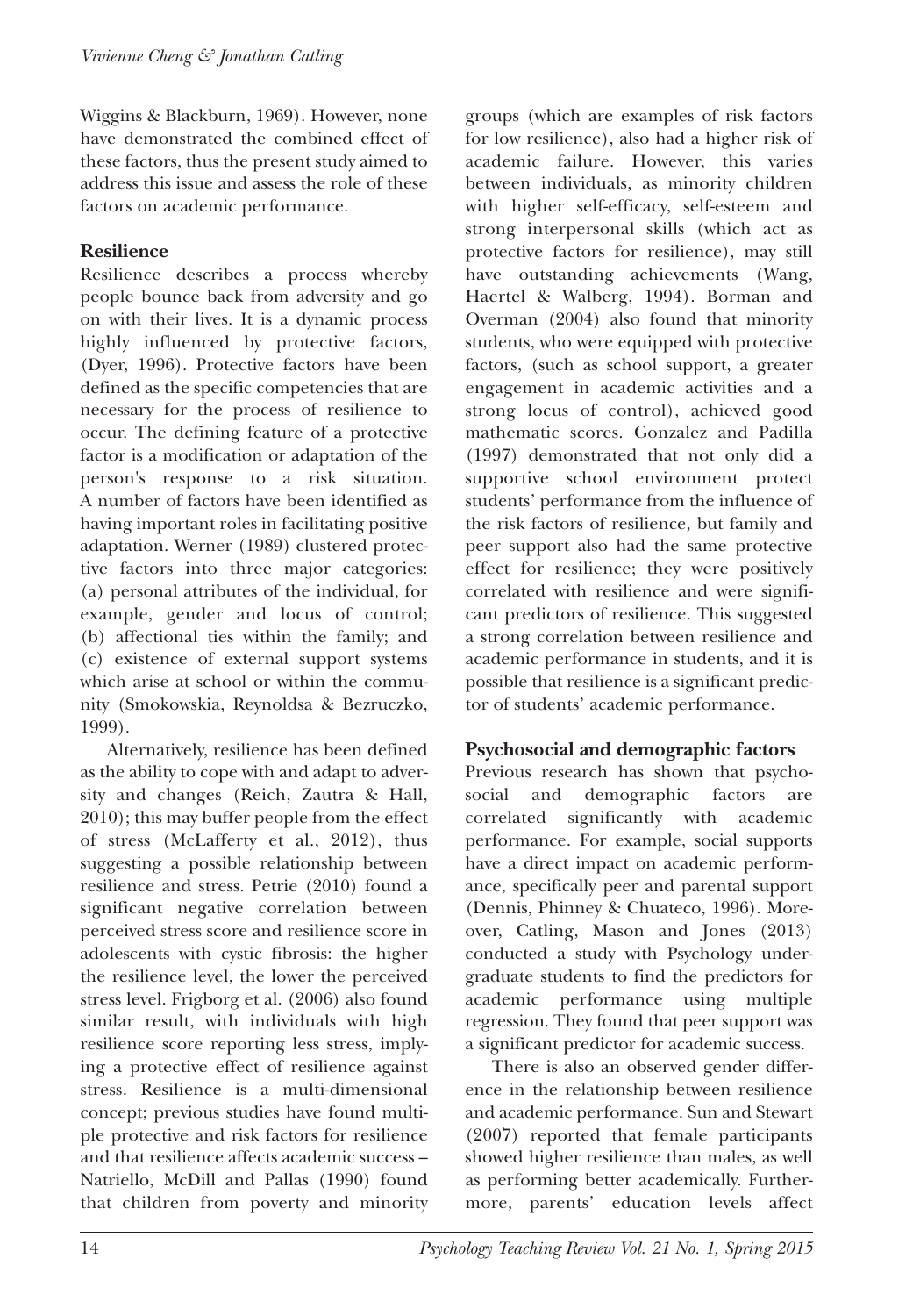Wiggins & Blackburn, 1969). However, none have demonstrated the combined effect of these factors, thus the present study aimed to address this issue and assess the role of these factors on academic performance.

## Resilience

Resilience describes a process whereby people bounce back from adversity and go on with their lives. It is a dynamic process highly influenced by protective factors, (Dyer, 1996). Protective factors have been defined as the specific competencies that are necessary for the process of resilience to occur. The defining feature of a protective factor is a modification or adaptation of the person's response to a risk situation. A number of factors have been identified as having important roles in facilitating positive adaptation. Werner (1989) clustered protective factors into three major categories: (a) personal attributes of the individual, for example, gender and locus of control; (b) affectional ties within the family; and (c) existence of external support systems which arise at school or within the community (Smokowskia, Reynoldsa & Bezruczko, 1999).

Alternatively, resilience has been defined as the ability to cope with and adapt to adversity and changes (Reich, Zautra & Hall, 2010); this may buffer people from the effect of stress (McLafferty et al., 2012), thus suggesting a possible relationship between resilience and stress. Petrie (2010) found a significant negative correlation between perceived stress score and resilience score in adolescents with cystic fibrosis: the higher the resilience level, the lower the perceived stress level. Frigborg et al. (2006) also found similar result, with individuals with high resilience score reporting less stress, implying a protective effect of resilience against stress. Resilience is a multi-dimensional concept; previous studies have found multiple protective and risk factors for resilience and that resilience affects academic success – Natriello, McDill and Pallas (1990) found that children from poverty and minority groups (which are examples of risk factors for low resilience), also had a higher risk of academic failure. However, this varies between individuals, as minority children with higher self-efficacy, self-esteem and strong interpersonal skills (which act as protective factors for resilience), may still have outstanding achievements (Wang, Haertel & Walberg, 1994). Borman and Overman (2004) also found that minority students, who were equipped with protective factors, (such as school support, a greater engagement in academic activities and a strong locus of control), achieved good mathematic scores. Gonzalez and Padilla (1997) demonstrated that not only did a supportive school environment protect students' performance from the influence of the risk factors of resilience, but family and peer support also had the same protective effect for resilience; they were positively correlated with resilience and were significant predictors of resilience. This suggested a strong correlation between resilience and academic performance in students, and it is possible that resilience is a significant predictor of students' academic performance.

## Psychosocial and demographic factors

Previous research has shown that psychosocial and demographic factors are correlated significantly with academic performance. For example, social supports have a direct impact on academic performance, specifically peer and parental support (Dennis, Phinney & Chuateco, 1996). Moreover, Catling, Mason and Jones (2013) conducted a study with Psychology undergraduate students to find the predictors for academic performance using multiple regression. They found that peer support was a significant predictor for academic success.

There is also an observed gender difference in the relationship between resilience and academic performance. Sun and Stewart (2007) reported that female participants showed higher resilience than males, as well as performing better academically. Furthermore, parents' education levels affect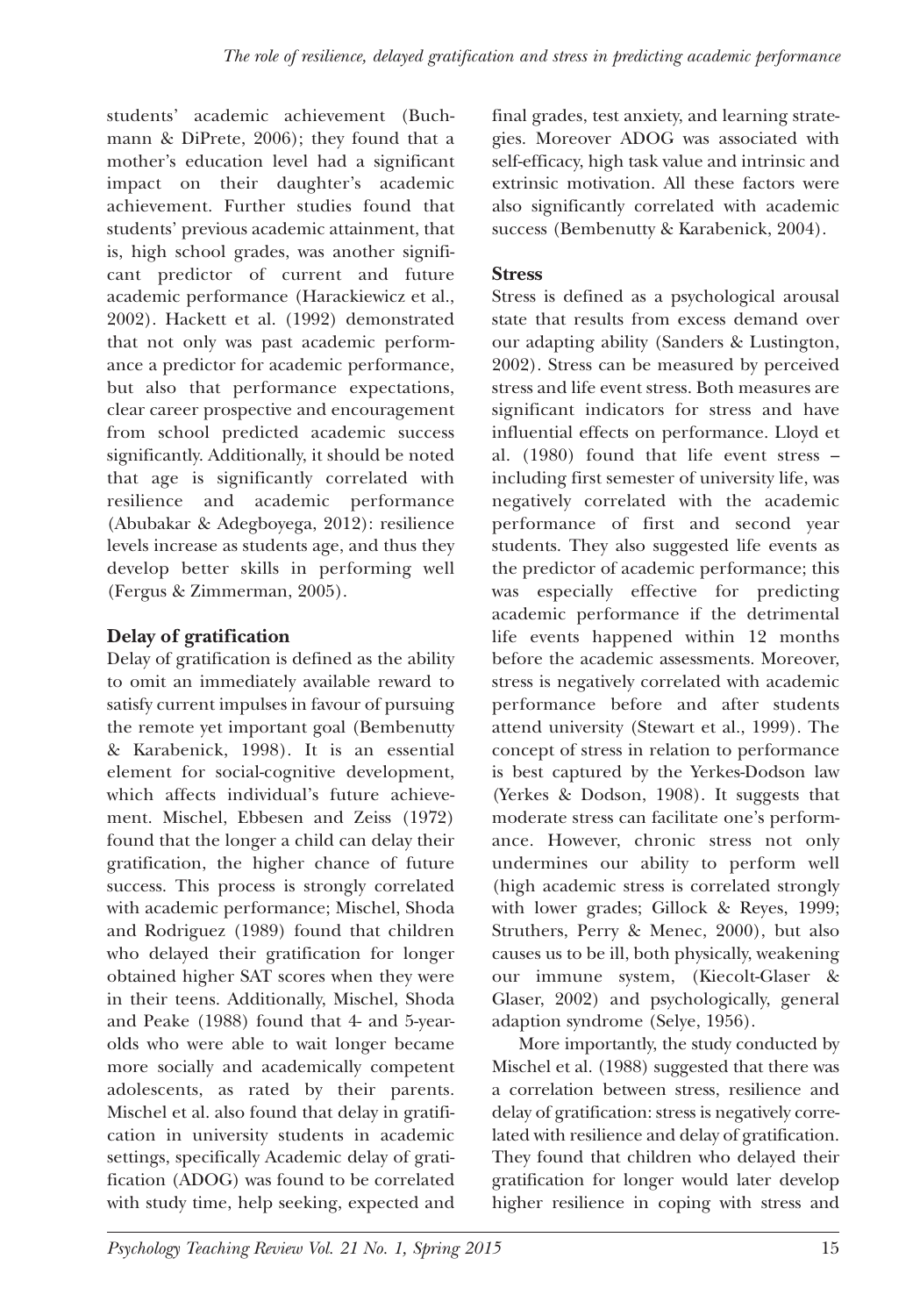students' academic achievement (Buchmann & DiPrete, 2006); they found that a mother's education level had a significant impact on their daughter's academic achievement. Further studies found that students' previous academic attainment, that is, high school grades, was another significant predictor of current and future academic performance (Harackiewicz et al., 2002). Hackett et al. (1992) demonstrated that not only was past academic performance a predictor for academic performance, but also that performance expectations, clear career prospective and encouragement from school predicted academic success significantly. Additionally, it should be noted that age is significantly correlated with resilience and academic performance (Abubakar & Adegboyega, 2012): resilience levels increase as students age, and thus they develop better skills in performing well (Fergus & Zimmerman, 2005).

## Delay of gratification

Delay of gratification is defined as the ability to omit an immediately available reward to satisfy current impulses in favour of pursuing the remote yet important goal (Bembenutty & Karabenick, 1998). It is an essential element for social-cognitive development, which affects individual's future achievement. Mischel, Ebbesen and Zeiss (1972) found that the longer a child can delay their gratification, the higher chance of future success. This process is strongly correlated with academic performance; Mischel, Shoda and Rodriguez (1989) found that children who delayed their gratification for longer obtained higher SAT scores when they were in their teens. Additionally, Mischel, Shoda and Peake (1988) found that 4- and 5-year-olds who were able to wait longer became more socially and academically competent adolescents, as rated by their parents. Mischel et al. also found that delay in gratification in university students in academic settings, specifically Academic delay of gratification (ADOG) was found to be correlated with study time, help seeking, expected and final grades, test anxiety, and learning strategies. Moreover ADOG was associated with self-efficacy, high task value and intrinsic and extrinsic motivation. All these factors were also significantly correlated with academic success (Bembenutty & Karabenick, 2004).

## Stress

Stress is defined as a psychological arousal state that results from excess demand over our adapting ability (Sanders & Lustington, 2002). Stress can be measured by perceived stress and life event stress. Both measures are significant indicators for stress and have influential effects on performance. Lloyd et al. (1980) found that life event stress – including first semester of university life, was negatively correlated with the academic performance of first and second year students. They also suggested life events as the predictor of academic performance; this was especially effective for predicting academic performance if the detrimental life events happened within 12 months before the academic assessments. Moreover, stress is negatively correlated with academic performance before and after students attend university (Stewart et al., 1999). The concept of stress in relation to performance is best captured by the Yerkes-Dodson law (Yerkes & Dodson, 1908). It suggests that moderate stress can facilitate one's performance. However, chronic stress not only undermines our ability to perform well (high academic stress is correlated strongly with lower grades; Gillock & Reyes, 1999; Struthers, Perry & Menec, 2000), but also causes us to be ill, both physically, weakening our immune system, (Kiecolt-Glaser & Glaser, 2002) and psychologically, general adaption syndrome (Selye, 1956).

More importantly, the study conducted by Mischel et al. (1988) suggested that there was a correlation between stress, resilience and delay of gratification: stress is negatively correlated with resilience and delay of gratification. They found that children who delayed their gratification for longer would later develop higher resilience in coping with stress and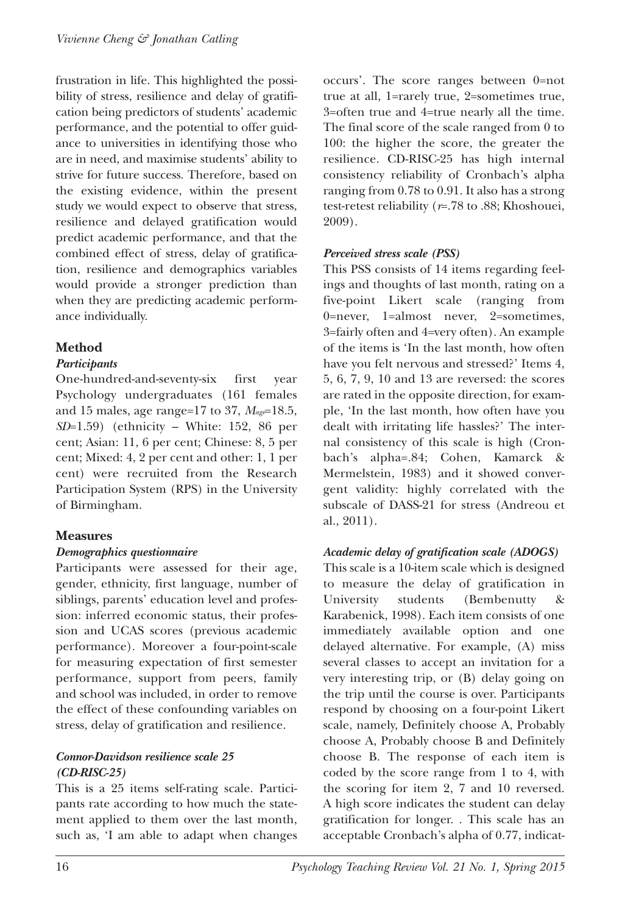frustration in life. This highlighted the possibility of stress, resilience and delay of gratification being predictors of students' academic performance, and the potential to offer guidance to universities in identifying those who are in need, and maximise students' ability to strive for future success. Therefore, based on the existing evidence, within the present study we would expect to observe that stress, resilience and delayed gratification would predict academic performance, and that the combined effect of stress, delay of gratification, resilience and demographics variables would provide a stronger prediction than when they are predicting academic performance individually.

## Method

### *Participants*

One-hundred-and-seventy-six first year Psychology undergraduates (161 females and 15 males, age range=17 to 37, $M_{age}$=18.5, *SD*=1.59) (ethnicity – White: 152, 86 per cent; Asian: 11, 6 per cent; Chinese: 8, 5 per cent; Mixed: 4, 2 per cent and other: 1, 1 per cent) were recruited from the Research Participation System (RPS) in the University of Birmingham.

## Measures

### *Demographics questionnaire*

Participants were assessed for their age, gender, ethnicity, first language, number of siblings, parents' education level and profession: inferred economic status, their profession and UCAS scores (previous academic performance). Moreover a four-point-scale for measuring expectation of first semester performance, support from peers, family and school was included, in order to remove the effect of these confounding variables on stress, delay of gratification and resilience.

### *Connor-Davidson resilience scale 25 (CD-RISC-25)*

This is a 25 items self-rating scale. Participants rate according to how much the statement applied to them over the last month, such as, 'I am able to adapt when changes occurs'. The score ranges between 0=not true at all, 1=rarely true, 2=sometimes true, 3=often true and 4=true nearly all the time. The final score of the scale ranged from 0 to 100: the higher the score, the greater the resilience. CD-RISC-25 has high internal consistency reliability of Cronbach's alpha ranging from 0.78 to 0.91. It also has a strong test-retest reliability ($r$=.78 to .88; Khoshouei, 2009).

### *Perceived stress scale (PSS)*

This PSS consists of 14 items regarding feelings and thoughts of last month, rating on a five-point Likert scale (ranging from 0=never, 1=almost never, 2=sometimes, 3=fairly often and 4=very often). An example of the items is 'In the last month, how often have you felt nervous and stressed?' Items 4, 5, 6, 7, 9, 10 and 13 are reversed: the scores are rated in the opposite direction, for example, 'In the last month, how often have you dealt with irritating life hassles?' The internal consistency of this scale is high (Cronbach's alpha=.84; Cohen, Kamarck & Mermelstein, 1983) and it showed convergent validity: highly correlated with the subscale of DASS-21 for stress (Andreou et al., 2011).

### *Academic delay of gratification scale (ADOGS)*

This scale is a 10-item scale which is designed to measure the delay of gratification in University students (Bembenutty & Karabenick, 1998). Each item consists of one immediately available option and one delayed alternative. For example, (A) miss several classes to accept an invitation for a very interesting trip, or (B) delay going on the trip until the course is over. Participants respond by choosing on a four-point Likert scale, namely, Definitely choose A, Probably choose A, Probably choose B and Definitely choose B. The response of each item is coded by the score range from 1 to 4, with the scoring for item 2, 7 and 10 reversed. A high score indicates the student can delay gratification for longer. . This scale has an acceptable Cronbach's alpha of 0.77, indicat-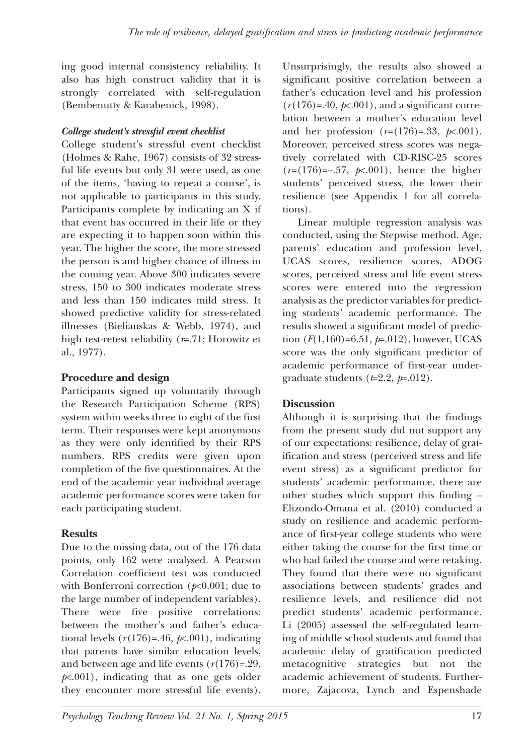ing good internal consistency reliability. It also has high construct validity that it is strongly correlated with self-regulation (Bembenutty & Karabenick, 1998).

#### *College student's stressful event checklist*

College student's stressful event checklist (Holmes & Rahe, 1967) consists of 32 stressful life events but only 31 were used, as one of the items, 'having to repeat a course', is not applicable to participants in this study. Participants complete by indicating an X if that event has occurred in their life or they are expecting it to happen soon within this year. The higher the score, the more stressed the person is and higher chance of illness in the coming year. Above 300 indicates severe stress, 150 to 300 indicates moderate stress and less than 150 indicates mild stress. It showed predictive validity for stress-related illnesses (Bieliauskas & Webb, 1974), and high test-retest reliability ($r$=.71; Horowitz et al., 1977).

### Procedure and design

Participants signed up voluntarily through the Research Participation Scheme (RPS) system within weeks three to eight of the first term. Their responses were kept anonymous as they were only identified by their RPS numbers. RPS credits were given upon completion of the five questionnaires. At the end of the academic year individual average academic performance scores were taken for each participating student.

### Results

Due to the missing data, out of the 176 data points, only 162 were analysed. A Pearson Correlation coefficient test was conducted with Bonferroni correction ($p$<0.001; due to the large number of independent variables). There were five positive correlations: between the mother's and father's educational levels ($r$(176)=.46, $p$<.001), indicating that parents have similar education levels, and between age and life events ($r$(176)=.29, $p$<.001), indicating that as one gets older they encounter more stressful life events). Unsurprisingly, the results also showed a significant positive correlation between a father's education level and his profession ($r$(176)=.40, $p$<.001), and a significant correlation between a mother's education level and her profession ($r$=(176)=.33, $p$<.001). Moreover, perceived stress scores was negatively correlated with CD-RISC-25 scores ($r$=(176)=–.57, $p$<.001), hence the higher students' perceived stress, the lower their resilience (see Appendix 1 for all correlations).

Linear multiple regression analysis was conducted, using the Stepwise method. Age, parents' education and profession level, UCAS scores, resilience scores, ADOG scores, perceived stress and life event stress scores were entered into the regression analysis as the predictor variables for predicting students' academic performance. The results showed a significant model of prediction ($F$(1,160)=6.51, $p$=.012), however, UCAS score was the only significant predictor of academic performance of first-year undergraduate students ($t$=2.2, $p$=.012).

### Discussion

Although it is surprising that the findings from the present study did not support any of our expectations: resilience, delay of gratification and stress (perceived stress and life event stress) as a significant predictor for students' academic performance, there are other studies which support this finding – Elizondo-Omana et al. (2010) conducted a study on resilience and academic performance of first-year college students who were either taking the course for the first time or who had failed the course and were retaking. They found that there were no significant associations between students' grades and resilience levels, and resilience did not predict students' academic performance. Li (2005) assessed the self-regulated learning of middle school students and found that academic delay of gratification predicted metacognitive strategies but not the academic achievement of students. Furthermore, Zajacova, Lynch and Espenshade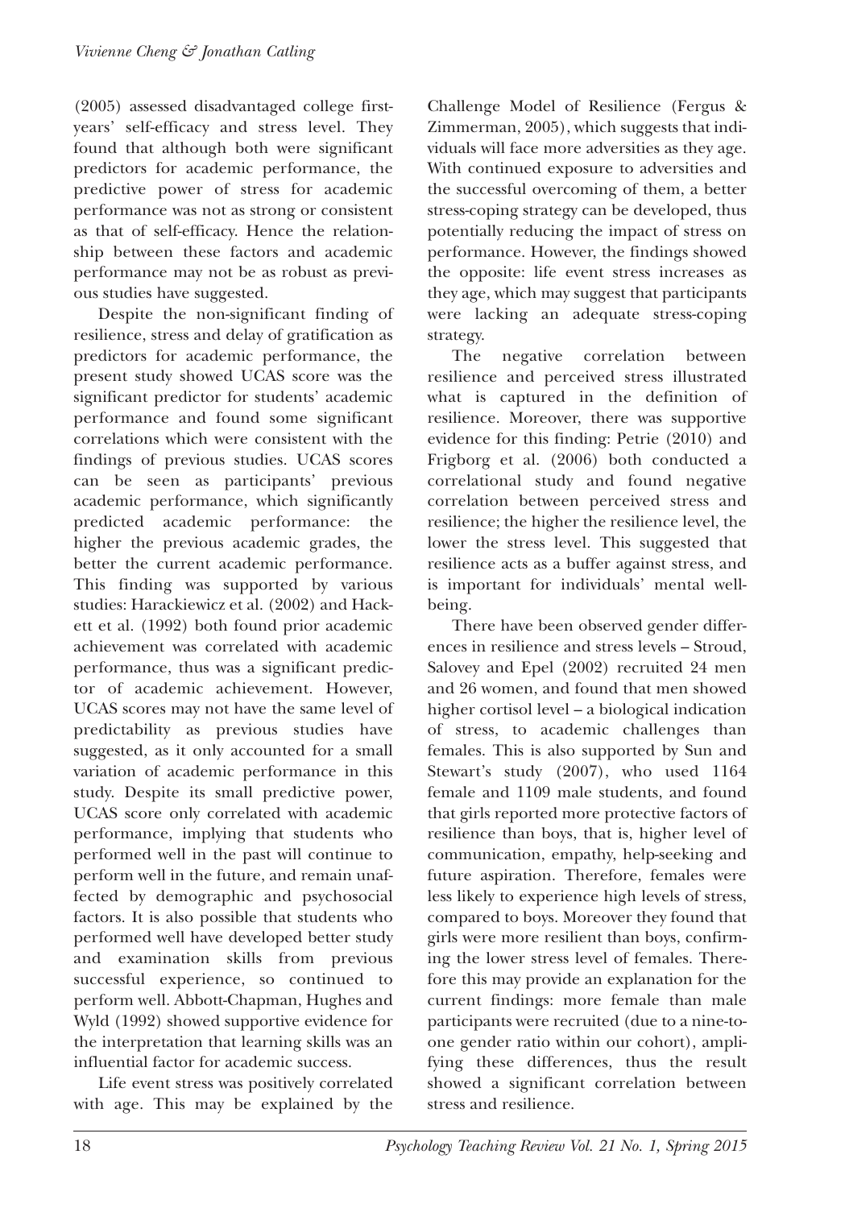(2005) assessed disadvantaged college first-years' self-efficacy and stress level. They found that although both were significant predictors for academic performance, the predictive power of stress for academic performance was not as strong or consistent as that of self-efficacy. Hence the relationship between these factors and academic performance may not be as robust as previous studies have suggested.

Despite the non-significant finding of resilience, stress and delay of gratification as predictors for academic performance, the present study showed UCAS score was the significant predictor for students' academic performance and found some significant correlations which were consistent with the findings of previous studies. UCAS scores can be seen as participants' previous academic performance, which significantly predicted academic performance: the higher the previous academic grades, the better the current academic performance. This finding was supported by various studies: Harackiewicz et al. (2002) and Hackett et al. (1992) both found prior academic achievement was correlated with academic performance, thus was a significant predictor of academic achievement. However, UCAS scores may not have the same level of predictability as previous studies have suggested, as it only accounted for a small variation of academic performance in this study. Despite its small predictive power, UCAS score only correlated with academic performance, implying that students who performed well in the past will continue to perform well in the future, and remain unaffected by demographic and psychosocial factors. It is also possible that students who performed well have developed better study and examination skills from previous successful experience, so continued to perform well. Abbott-Chapman, Hughes and Wyld (1992) showed supportive evidence for the interpretation that learning skills was an influential factor for academic success.

Life event stress was positively correlated with age. This may be explained by the Challenge Model of Resilience (Fergus & Zimmerman, 2005), which suggests that individuals will face more adversities as they age. With continued exposure to adversities and the successful overcoming of them, a better stress-coping strategy can be developed, thus potentially reducing the impact of stress on performance. However, the findings showed the opposite: life event stress increases as they age, which may suggest that participants were lacking an adequate stress-coping strategy.

The negative correlation between resilience and perceived stress illustrated what is captured in the definition of resilience. Moreover, there was supportive evidence for this finding: Petrie (2010) and Frigborg et al. (2006) both conducted a correlational study and found negative correlation between perceived stress and resilience; the higher the resilience level, the lower the stress level. This suggested that resilience acts as a buffer against stress, and is important for individuals' mental well-being.

There have been observed gender differences in resilience and stress levels – Stroud, Salovey and Epel (2002) recruited 24 men and 26 women, and found that men showed higher cortisol level – a biological indication of stress, to academic challenges than females. This is also supported by Sun and Stewart's study (2007), who used 1164 female and 1109 male students, and found that girls reported more protective factors of resilience than boys, that is, higher level of communication, empathy, help-seeking and future aspiration. Therefore, females were less likely to experience high levels of stress, compared to boys. Moreover they found that girls were more resilient than boys, confirming the lower stress level of females. Therefore this may provide an explanation for the current findings: more female than male participants were recruited (due to a nine-to-one gender ratio within our cohort), amplifying these differences, thus the result showed a significant correlation between stress and resilience.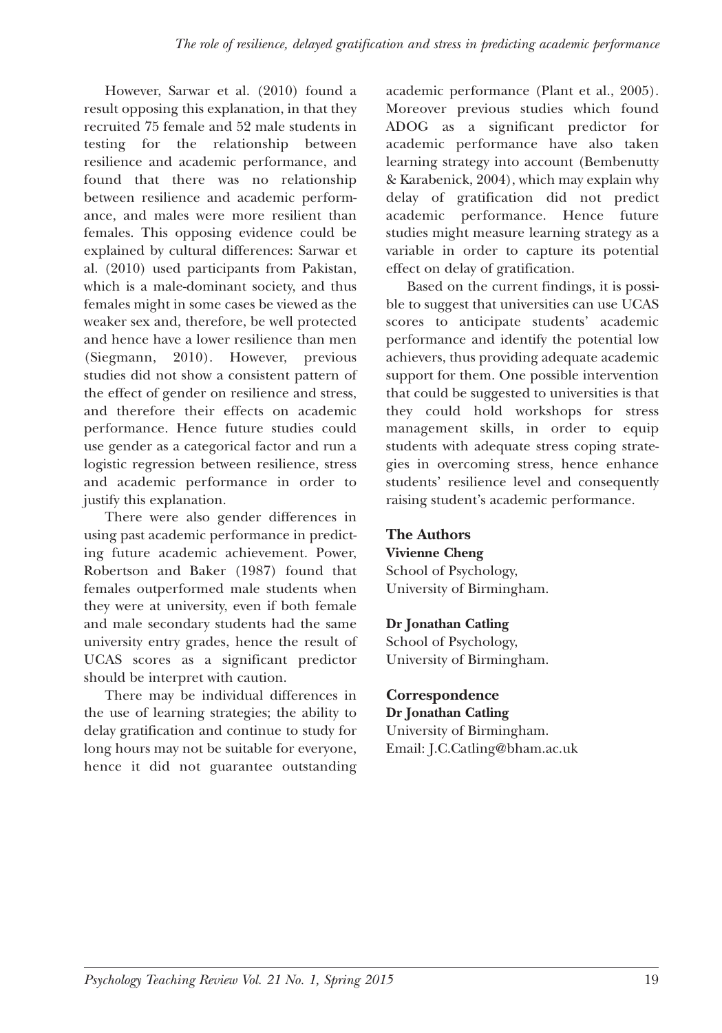However, Sarwar et al. (2010) found a result opposing this explanation, in that they recruited 75 female and 52 male students in testing for the relationship between resilience and academic performance, and found that there was no relationship between resilience and academic performance, and males were more resilient than females. This opposing evidence could be explained by cultural differences: Sarwar et al. (2010) used participants from Pakistan, which is a male-dominant society, and thus females might in some cases be viewed as the weaker sex and, therefore, be well protected and hence have a lower resilience than men (Siegmann, 2010). However, previous studies did not show a consistent pattern of the effect of gender on resilience and stress, and therefore their effects on academic performance. Hence future studies could use gender as a categorical factor and run a logistic regression between resilience, stress and academic performance in order to justify this explanation.

There were also gender differences in using past academic performance in predicting future academic achievement. Power, Robertson and Baker (1987) found that females outperformed male students when they were at university, even if both female and male secondary students had the same university entry grades, hence the result of UCAS scores as a significant predictor should be interpret with caution.

There may be individual differences in the use of learning strategies; the ability to delay gratification and continue to study for long hours may not be suitable for everyone, hence it did not guarantee outstanding academic performance (Plant et al., 2005). Moreover previous studies which found ADOG as a significant predictor for academic performance have also taken learning strategy into account (Bembenutty & Karabenick, 2004), which may explain why delay of gratification did not predict academic performance. Hence future studies might measure learning strategy as a variable in order to capture its potential effect on delay of gratification.

Based on the current findings, it is possible to suggest that universities can use UCAS scores to anticipate students' academic performance and identify the potential low achievers, thus providing adequate academic support for them. One possible intervention that could be suggested to universities is that they could hold workshops for stress management skills, in order to equip students with adequate stress coping strategies in overcoming stress, hence enhance students' resilience level and consequently raising student's academic performance.

## The Authors

**Vivienne Cheng**
School of Psychology,
University of Birmingham.

**Dr Jonathan Catling**
School of Psychology,
University of Birmingham.

## Correspondence

**Dr Jonathan Catling**
University of Birmingham.
Email: J.C.Catling@bham.ac.uk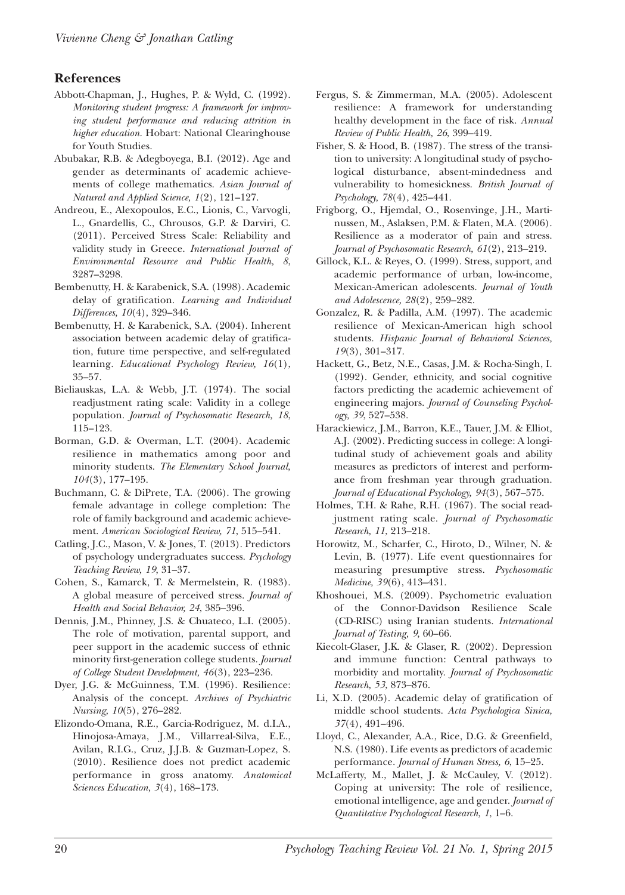## References

Abbott-Chapman, J., Hughes, P. & Wyld, C. (1992). *Monitoring student progress: A framework for improving student performance and reducing attrition in higher education.* Hobart: National Clearinghouse for Youth Studies.

Abubakar, R.B. & Adegboyega, B.I. (2012). Age and gender as determinants of academic achievements of college mathematics. *Asian Journal of Natural and Applied Science, 1*(2), 121–127.

Andreou, E., Alexopoulos, E.C., Lionis, C., Varvogli, L., Gnardellis, C., Chrousos, G.P. & Darviri, C. (2011). Perceived Stress Scale: Reliability and validity study in Greece. *International Journal of Environmental Resource and Public Health, 8*, 3287–3298.

Bembenutty, H. & Karabenick, S.A. (1998). Academic delay of gratification. *Learning and Individual Differences, 10*(4), 329–346.

Bembenutty, H. & Karabenick, S.A. (2004). Inherent association between academic delay of gratification, future time perspective, and self-regulated learning. *Educational Psychology Review, 16*(1), 35–57.

Bieliauskas, L.A. & Webb, J.T. (1974). The social readjustment rating scale: Validity in a college population. *Journal of Psychosomatic Research, 18*, 115–123.

Borman, G.D. & Overman, L.T. (2004). Academic resilience in mathematics among poor and minority students. *The Elementary School Journal, 104*(3), 177–195.

Buchmann, C. & DiPrete, T.A. (2006). The growing female advantage in college completion: The role of family background and academic achievement. *American Sociological Review, 71*, 515–541.

Catling, J.C., Mason, V. & Jones, T. (2013). Predictors of psychology undergraduates success. *Psychology Teaching Review, 19*, 31–37.

Cohen, S., Kamarck, T. & Mermelstein, R. (1983). A global measure of perceived stress. *Journal of Health and Social Behavior, 24*, 385–396.

Dennis, J.M., Phinney, J.S. & Chuateco, L.I. (2005). The role of motivation, parental support, and peer support in the academic success of ethnic minority first-generation college students. *Journal of College Student Development, 46*(3), 223–236.

Dyer, J.G. & McGuinness, T.M. (1996). Resilience: Analysis of the concept. *Archives of Psychiatric Nursing, 10*(5), 276–282.

Elizondo-Omana, R.E., Garcia-Rodriguez, M. d.I.A., Hinojosa-Amaya, J.M., Villarreal-Silva, E.E., Avilan, R.I.G., Cruz, J.J.B. & Guzman-Lopez, S. (2010). Resilience does not predict academic performance in gross anatomy. *Anatomical Sciences Education, 3*(4), 168–173.

Fergus, S. & Zimmerman, M.A. (2005). Adolescent resilience: A framework for understanding healthy development in the face of risk. *Annual Review of Public Health, 26*, 399–419.

Fisher, S. & Hood, B. (1987). The stress of the transition to university: A longitudinal study of psychological disturbance, absent-mindedness and vulnerability to homesickness. *British Journal of Psychology, 78*(4), 425–441.

Frigborg, O., Hjemdal, O., Rosenvinge, J.H., Martinussen, M., Aslaksen, P.M. & Flaten, M.A. (2006). Resilience as a moderator of pain and stress. *Journal of Psychosomatic Research, 61*(2), 213–219.

Gillock, K.L. & Reyes, O. (1999). Stress, support, and academic performance of urban, low-income, Mexican-American adolescents. *Journal of Youth and Adolescence, 28*(2), 259–282.

Gonzalez, R. & Padilla, A.M. (1997). The academic resilience of Mexican-American high school students. *Hispanic Journal of Behavioral Sciences, 19*(3), 301–317.

Hackett, G., Betz, N.E., Casas, J.M. & Rocha-Singh, I. (1992). Gender, ethnicity, and social cognitive factors predicting the academic achievement of engineering majors. *Journal of Counseling Psychology, 39*, 527–538.

Harackiewicz, J.M., Barron, K.E., Tauer, J.M. & Elliot, A.J. (2002). Predicting success in college: A longitudinal study of achievement goals and ability measures as predictors of interest and performance from freshman year through graduation. *Journal of Educational Psychology, 94*(3), 567–575.

Holmes, T.H. & Rahe, R.H. (1967). The social readjustment rating scale. *Journal of Psychosomatic Research, 11*, 213–218.

Horowitz, M., Scharfer, C., Hiroto, D., Wilner, N. & Levin, B. (1977). Life event questionnaires for measuring presumptive stress. *Psychosomatic Medicine, 39*(6), 413–431.

Khoshouei, M.S. (2009). Psychometric evaluation of the Connor-Davidson Resilience Scale (CD-RISC) using Iranian students. *International Journal of Testing, 9*, 60–66.

Kiecolt-Glaser, J.K. & Glaser, R. (2002). Depression and immune function: Central pathways to morbidity and mortality. *Journal of Psychosomatic Research, 53*, 873–876.

Li, X.D. (2005). Academic delay of gratification of middle school students. *Acta Psychologica Sinica, 37*(4), 491–496.

Lloyd, C., Alexander, A.A., Rice, D.G. & Greenfield, N.S. (1980). Life events as predictors of academic performance. *Journal of Human Stress, 6*, 15–25.

McLafferty, M., Mallet, J. & McCauley, V. (2012). Coping at university: The role of resilience, emotional intelligence, age and gender. *Journal of Quantitative Psychological Research, 1*, 1–6.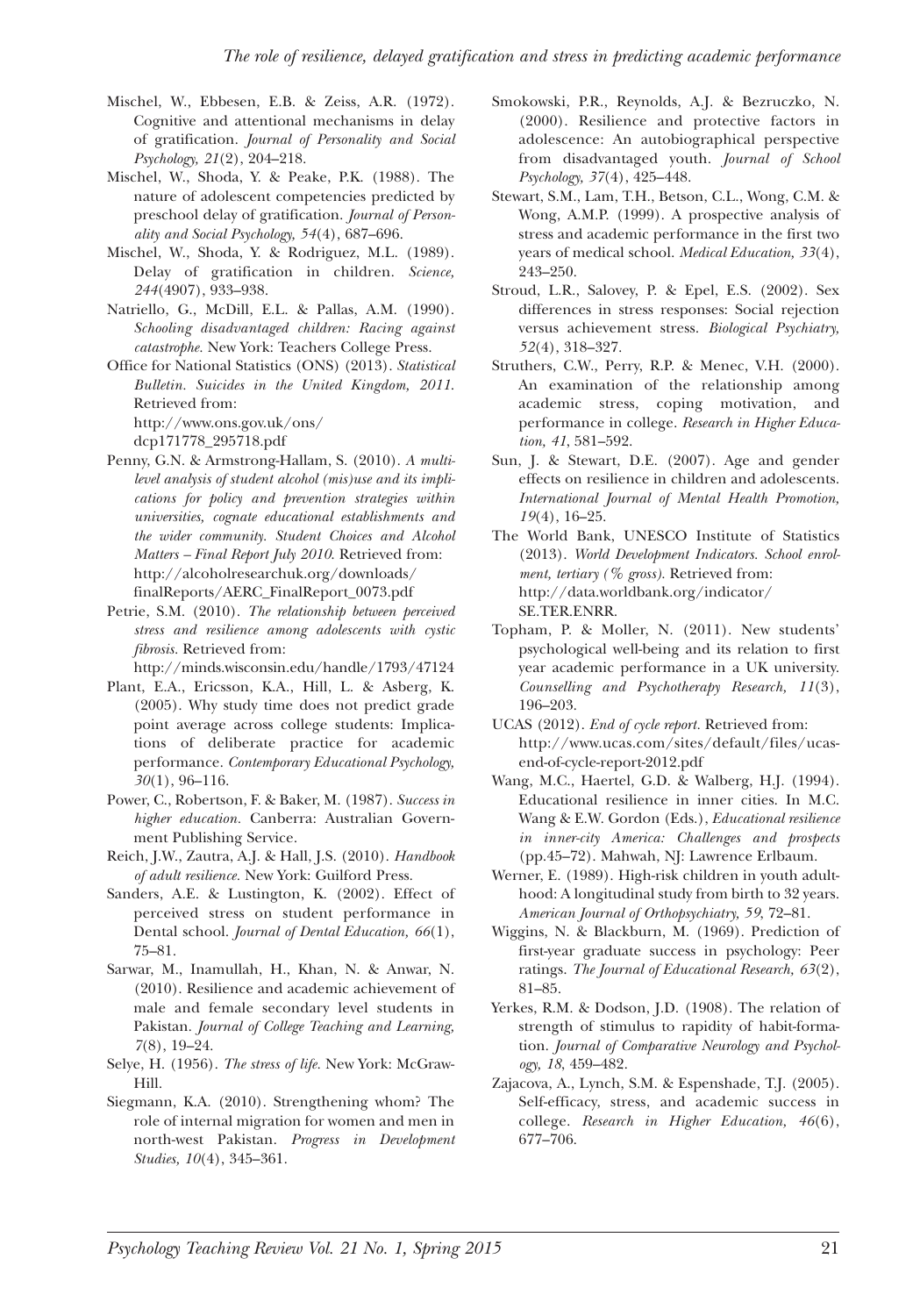Mischel, W., Ebbesen, E.B. & Zeiss, A.R. (1972). Cognitive and attentional mechanisms in delay of gratification. *Journal of Personality and Social Psychology, 21*(2), 204–218.

Mischel, W., Shoda, Y. & Peake, P.K. (1988). The nature of adolescent competencies predicted by preschool delay of gratification. *Journal of Personality and Social Psychology, 54*(4), 687–696.

Mischel, W., Shoda, Y. & Rodriguez, M.L. (1989). Delay of gratification in children. *Science, 244*(4907), 933–938.

Natriello, G., McDill, E.L. & Pallas, A.M. (1990). *Schooling disadvantaged children: Racing against catastrophe.* New York: Teachers College Press.

Office for National Statistics (ONS) (2013). *Statistical Bulletin. Suicides in the United Kingdom, 2011.* Retrieved from: http://www.ons.gov.uk/ons/dcp171778_295718.pdf

Penny, G.N. & Armstrong-Hallam, S. (2010). *A multilevel analysis of student alcohol (mis)use and its implications for policy and prevention strategies within universities, cognate educational establishments and the wider community. Student Choices and Alcohol Matters – Final Report July 2010.* Retrieved from: http://alcoholresearchuk.org/downloads/finalReports/AERC_FinalReport_0073.pdf

Petrie, S.M. (2010). *The relationship between perceived stress and resilience among adolescents with cystic fibrosis.* Retrieved from: http://minds.wisconsin.edu/handle/1793/47124

Plant, E.A., Ericsson, K.A., Hill, L. & Asberg, K. (2005). Why study time does not predict grade point average across college students: Implications of deliberate practice for academic performance. *Contemporary Educational Psychology, 30*(1), 96–116.

Power, C., Robertson, F. & Baker, M. (1987). *Success in higher education.* Canberra: Australian Government Publishing Service.

Reich, J.W., Zautra, A.J. & Hall, J.S. (2010). *Handbook of adult resilience.* New York: Guilford Press.

Sanders, A.E. & Lustington, K. (2002). Effect of perceived stress on student performance in Dental school. *Journal of Dental Education, 66*(1), 75–81.

Sarwar, M., Inamullah, H., Khan, N. & Anwar, N. (2010). Resilience and academic achievement of male and female secondary level students in Pakistan. *Journal of College Teaching and Learning, 7*(8), 19–24.

Selye, H. (1956). *The stress of life.* New York: McGraw-Hill.

Siegmann, K.A. (2010). Strengthening whom? The role of internal migration for women and men in north-west Pakistan. *Progress in Development Studies, 10*(4), 345–361.

Smokowski, P.R., Reynolds, A.J. & Bezruczko, N. (2000). Resilience and protective factors in adolescence: An autobiographical perspective from disadvantaged youth. *Journal of School Psychology, 37*(4), 425–448.

Stewart, S.M., Lam, T.H., Betson, C.L., Wong, C.M. & Wong, A.M.P. (1999). A prospective analysis of stress and academic performance in the first two years of medical school. *Medical Education, 33*(4), 243–250.

Stroud, L.R., Salovey, P. & Epel, E.S. (2002). Sex differences in stress responses: Social rejection versus achievement stress. *Biological Psychiatry, 52*(4), 318–327.

Struthers, C.W., Perry, R.P. & Menec, V.H. (2000). An examination of the relationship among academic stress, coping motivation, and performance in college. *Research in Higher Education, 41*, 581–592.

Sun, J. & Stewart, D.E. (2007). Age and gender effects on resilience in children and adolescents. *International Journal of Mental Health Promotion, 19*(4), 16–25.

The World Bank, UNESCO Institute of Statistics (2013). *World Development Indicators. School enrolment, tertiary (% gross).* Retrieved from: http://data.worldbank.org/indicator/SE.TER.ENRR.

Topham, P. & Moller, N. (2011). New students' psychological well-being and its relation to first year academic performance in a UK university. *Counselling and Psychotherapy Research, 11*(3), 196–203.

UCAS (2012). *End of cycle report.* Retrieved from: http://www.ucas.com/sites/default/files/ucas-end-of-cycle-report-2012.pdf

Wang, M.C., Haertel, G.D. & Walberg, H.J. (1994). Educational resilience in inner cities. In M.C. Wang & E.W. Gordon (Eds.), *Educational resilience in inner-city America: Challenges and prospects* (pp.45–72). Mahwah, NJ: Lawrence Erlbaum.

Werner, E. (1989). High-risk children in youth adulthood: A longitudinal study from birth to 32 years. *American Journal of Orthopsychiatry, 59*, 72–81.

Wiggins, N. & Blackburn, M. (1969). Prediction of first-year graduate success in psychology: Peer ratings. *The Journal of Educational Research, 63*(2), 81–85.

Yerkes, R.M. & Dodson, J.D. (1908). The relation of strength of stimulus to rapidity of habit-formation. *Journal of Comparative Neurology and Psychology, 18*, 459–482.

Zajacova, A., Lynch, S.M. & Espenshade, T.J. (2005). Self-efficacy, stress, and academic success in college. *Research in Higher Education, 46*(6), 677–706.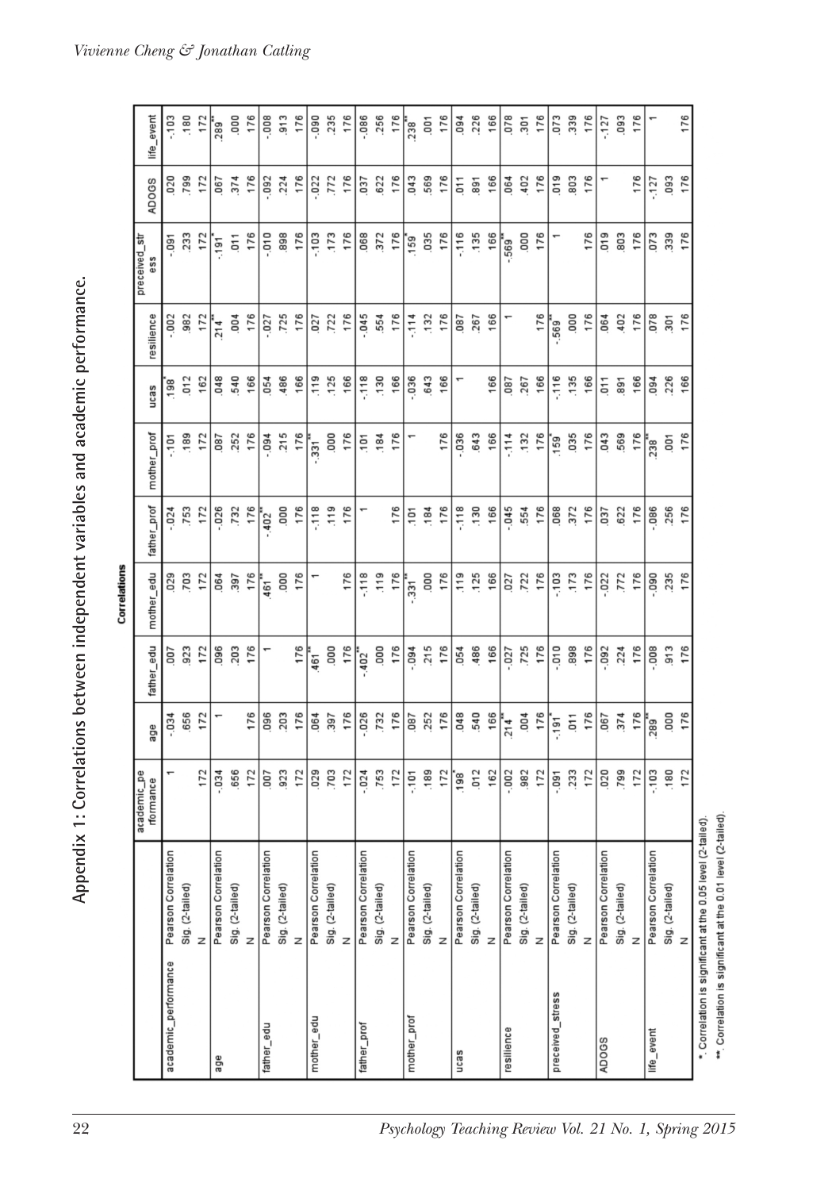# Appendix 1: Correlations between independent variables and academic performance.

**Correlations**

| | | academic_performance | age | father_edu | mother_edu | father_prof | mother_prof | ucas | resilience | preceived_stress | ADOGS | life_event |
|---|---|---|---|---|---|---|---|---|---|---|---|---|
| academic_performance | Pearson Correlation | 1 | -.034 | .007 | .029 | -.024 | -.101 | .198* | -.002 | -.091 | .020 | -.103 |
| | Sig. (2-tailed) | | .656 | .923 | .703 | .753 | .189 | .012 | .982 | .233 | .799 | .180 |
| | N | 172 | 172 | 172 | 172 | 172 | 172 | 162 | 172 | 172 | 172 | 172 |
| age | Pearson Correlation | -.034 | 1 | .096 | .064 | -.026 | .087 | .048 | .214** | -.191* | .067 | .289** |
| | Sig. (2-tailed) | .656 | | .203 | .397 | .732 | .252 | .540 | .004 | .011 | .374 | .000 |
| | N | 172 | 176 | 176 | 176 | 176 | 176 | 166 | 176 | 176 | 176 | 176 |
| father_edu | Pearson Correlation | .007 | .096 | 1 | .461** | -.402** | -.094 | .054 | -.027 | -.010 | -.092 | -.008 |
| | Sig. (2-tailed) | .923 | .203 | | .000 | .000 | .215 | .486 | .725 | .898 | .224 | .913 |
| | N | 172 | 176 | 176 | 176 | 176 | 176 | 166 | 176 | 176 | 176 | 176 |
| mother_edu | Pearson Correlation | .029 | .064 | .461** | 1 | -.118 | -.331** | .119 | .027 | -.103 | -.022 | -.090 |
| | Sig. (2-tailed) | .703 | .397 | .000 | | .119 | .000 | .125 | .722 | .173 | .772 | .235 |
| | N | 172 | 176 | 176 | 176 | 176 | 176 | 166 | 176 | 176 | 176 | 176 |
| father_prof | Pearson Correlation | -.024 | -.026 | -.402** | -.118 | 1 | .101 | -.118 | -.045 | .068 | .037 | -.086 |
| | Sig. (2-tailed) | .753 | .732 | .000 | .119 | | .184 | .130 | .554 | .372 | .622 | .256 |
| | N | 172 | 176 | 176 | 176 | 176 | 176 | 166 | 176 | 176 | 176 | 176 |
| mother_prof | Pearson Correlation | -.101 | .087 | -.094 | -.331** | .101 | 1 | -.036 | -.114 | .159* | .043 | .238** |
| | Sig. (2-tailed) | .189 | .252 | .215 | .000 | .184 | | .643 | .132 | .035 | .569 | .001 |
| | N | 172 | 176 | 176 | 176 | 176 | 176 | 166 | 176 | 176 | 176 | 176 |
| ucas | Pearson Correlation | .198* | .048 | .054 | .119 | -.118 | -.036 | 1 | .087 | -.116 | .011 | .094 |
| | Sig. (2-tailed) | .012 | .540 | .486 | .125 | .130 | .643 | | .267 | .135 | .891 | .226 |
| | N | 162 | 166 | 166 | 166 | 166 | 166 | 166 | 166 | 166 | 166 | 166 |
| resilience | Pearson Correlation | -.002 | .214** | -.027 | .027 | -.045 | -.114 | .087 | 1 | -.569** | .064 | .078 |
| | Sig. (2-tailed) | .982 | .004 | .725 | .722 | .554 | .132 | .267 | | .000 | .402 | .301 |
| | N | 172 | 176 | 176 | 176 | 176 | 176 | 166 | 176 | 176 | 176 | 176 |
| preceived_stress | Pearson Correlation | -.091 | -.191* | -.010 | -.103 | .068 | .159* | -.116 | -.569** | 1 | .019 | .073 |
| | Sig. (2-tailed) | .233 | .011 | .898 | .173 | .372 | .035 | .135 | .000 | | .803 | .339 |
| | N | 172 | 176 | 176 | 176 | 176 | 176 | 166 | 176 | 176 | 176 | 176 |
| ADOGS | Pearson Correlation | .020 | .067 | -.092 | -.022 | .037 | .043 | .011 | .064 | .019 | 1 | -.127 |
| | Sig. (2-tailed) | .799 | .374 | .224 | .772 | .622 | .569 | .891 | .402 | .803 | | .093 |
| | N | 172 | 176 | 176 | 176 | 176 | 176 | 166 | 176 | 176 | 176 | 176 |
| life_event | Pearson Correlation | -.103 | .289** | -.008 | -.090 | -.086 | .238** | .094 | .078 | .073 | -.127 | 1 |
| | Sig. (2-tailed) | .180 | .000 | .913 | .235 | .256 | .001 | .226 | .301 | .339 | .093 | |
| | N | 172 | 176 | 176 | 176 | 176 | 176 | 166 | 176 | 176 | 176 | 176 |

*. Correlation is significant at the 0.05 level (2-tailed).

**. Correlation is significant at the 0.01 level (2-tailed).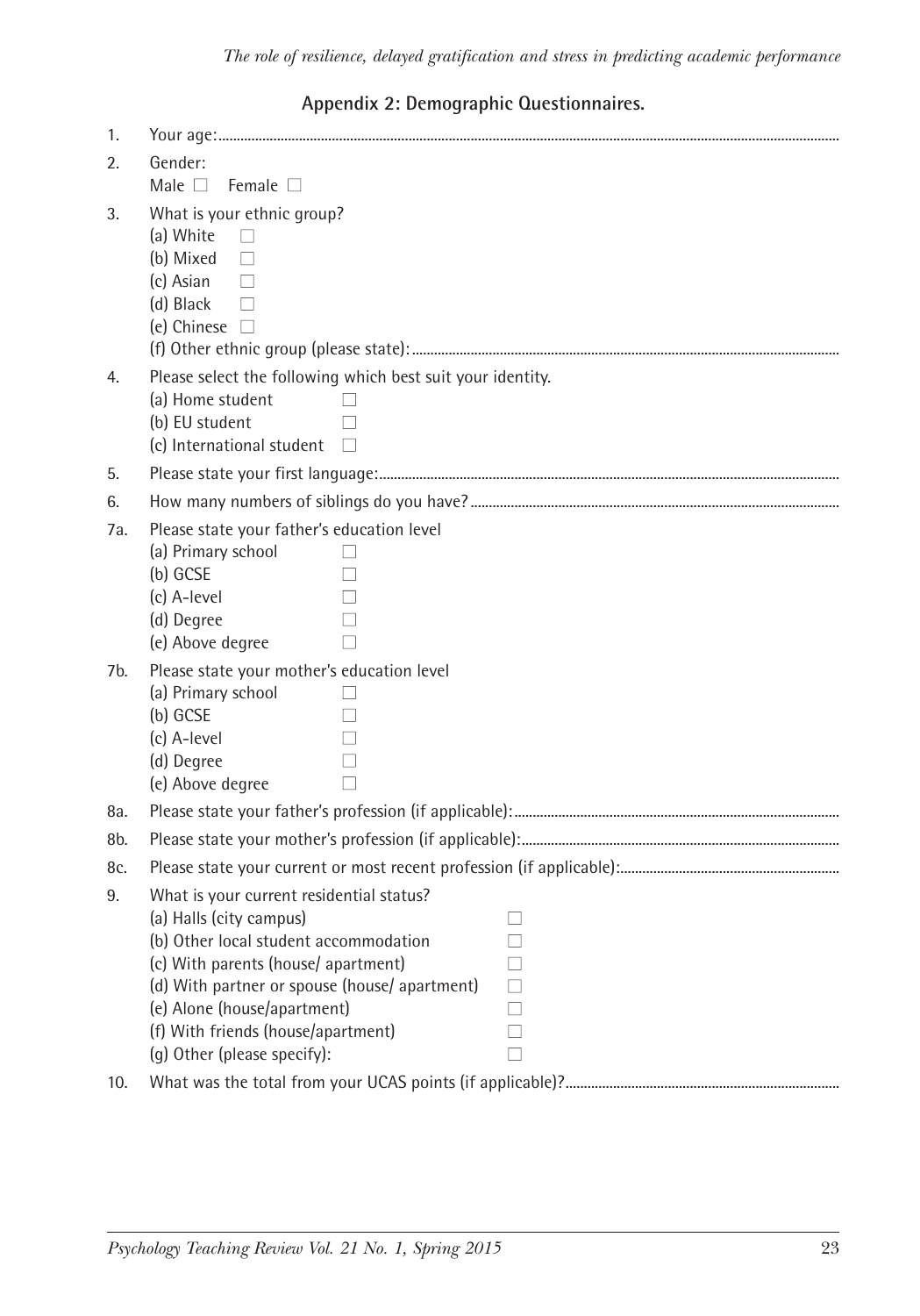## Appendix 2: Demographic Questionnaires.

1. Your age:........................................................................................................................................................

2. Gender:
   Male ☐ Female ☐

3. What is your ethnic group?
   (a) White ☐
   (b) Mixed ☐
   (c) Asian ☐
   (d) Black ☐
   (e) Chinese ☐
   (f) Other ethnic group (please state):.................................................................................................

4. Please select the following which best suit your identity.
   (a) Home student ☐
   (b) EU student ☐
   (c) International student ☐

5. Please state your first language:.....................................................................................................

6. How many numbers of siblings do you have?.................................................................................

7a. Please state your father's education level
   (a) Primary school ☐
   (b) GCSE ☐
   (c) A-level ☐
   (d) Degree ☐
   (e) Above degree ☐

7b. Please state your mother's education level
   (a) Primary school ☐
   (b) GCSE ☐
   (c) A-level ☐
   (d) Degree ☐
   (e) Above degree ☐

8a. Please state your father's profession (if applicable):.................................................................................

8b. Please state your mother's profession (if applicable):................................................................................

8c. Please state your current or most recent profession (if applicable):.......................................................

9. What is your current residential status?
   (a) Halls (city campus) ☐
   (b) Other local student accommodation ☐
   (c) With parents (house/ apartment) ☐
   (d) With partner or spouse (house/ apartment) ☐
   (e) Alone (house/apartment) ☐
   (f) With friends (house/apartment) ☐
   (g) Other (please specify): ☐

10. What was the total from your UCAS points (if applicable)?.....................................................................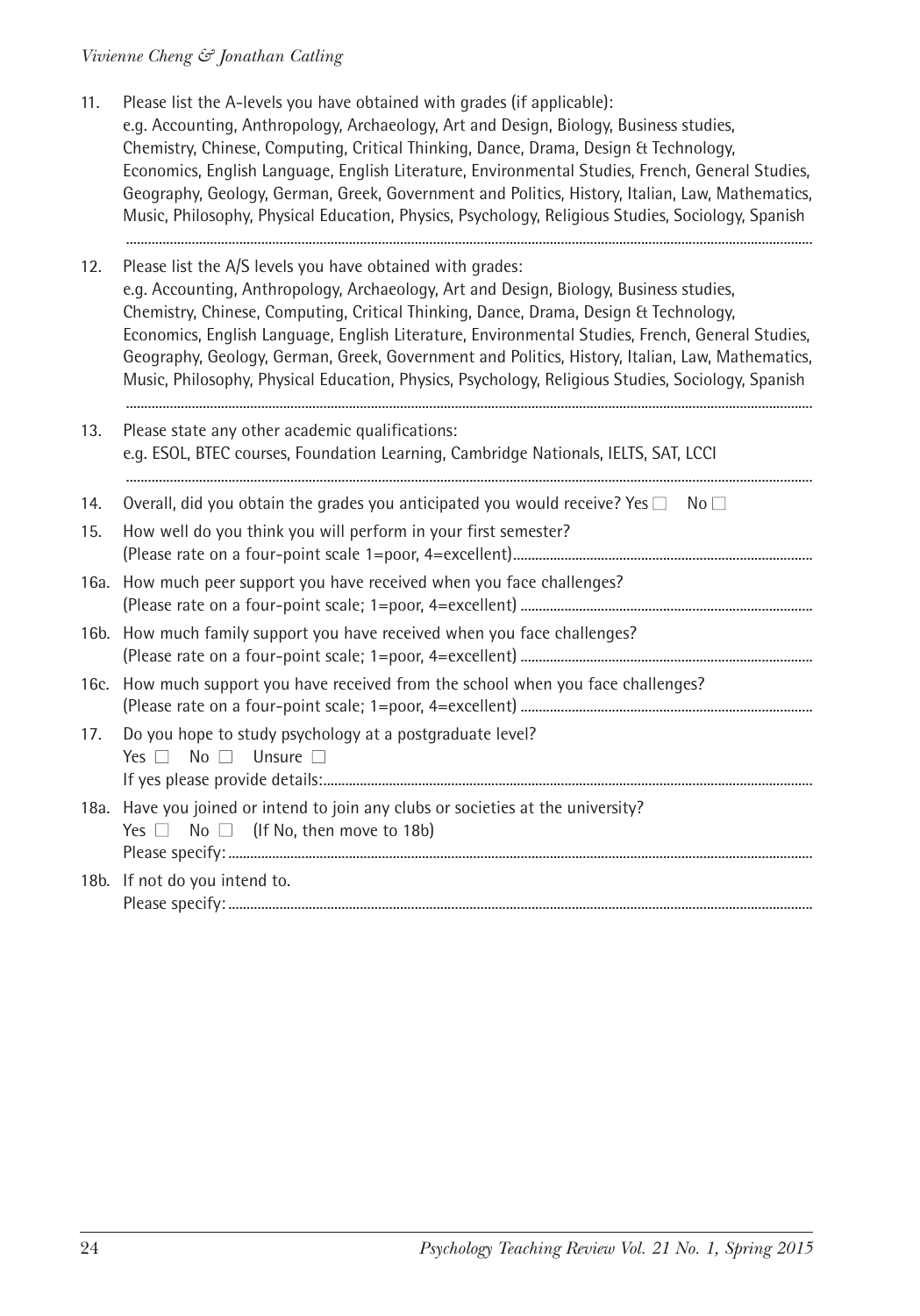11. Please list the A-levels you have obtained with grades (if applicable):
e.g. Accounting, Anthropology, Archaeology, Art and Design, Biology, Business studies, Chemistry, Chinese, Computing, Critical Thinking, Dance, Drama, Design & Technology, Economics, English Language, English Literature, Environmental Studies, French, General Studies, Geography, Geology, German, Greek, Government and Politics, History, Italian, Law, Mathematics, Music, Philosophy, Physical Education, Physics, Psychology, Religious Studies, Sociology, Spanish
..............................................................................................................................................................

12. Please list the A/S levels you have obtained with grades:
e.g. Accounting, Anthropology, Archaeology, Art and Design, Biology, Business studies, Chemistry, Chinese, Computing, Critical Thinking, Dance, Drama, Design & Technology, Economics, English Language, English Literature, Environmental Studies, French, General Studies, Geography, Geology, German, Greek, Government and Politics, History, Italian, Law, Mathematics, Music, Philosophy, Physical Education, Physics, Psychology, Religious Studies, Sociology, Spanish
..............................................................................................................................................................

13. Please state any other academic qualifications:
e.g. ESOL, BTEC courses, Foundation Learning, Cambridge Nationals, IELTS, SAT, LCCI
..............................................................................................................................................................

14. Overall, did you obtain the grades you anticipated you would receive? Yes ☐ No ☐

15. How well do you think you will perform in your first semester?
(Please rate on a four-point scale 1=poor, 4=excellent)..............................................................................

16a. How much peer support you have received when you face challenges?
(Please rate on a four-point scale; 1=poor, 4=excellent) ............................................................................

16b. How much family support you have received when you face challenges?
(Please rate on a four-point scale; 1=poor, 4=excellent) ............................................................................

16c. How much support you have received from the school when you face challenges?
(Please rate on a four-point scale; 1=poor, 4=excellent) ............................................................................

17. Do you hope to study psychology at a postgraduate level?
Yes ☐ No ☐ Unsure ☐
If yes please provide details:...................................................................................................................

18a. Have you joined or intend to join any clubs or societies at the university?
Yes ☐ No ☐ (If No, then move to 18b)
Please specify: ..........................................................................................................................................

18b. If not do you intend to.
Please specify: ..........................................................................................................................................